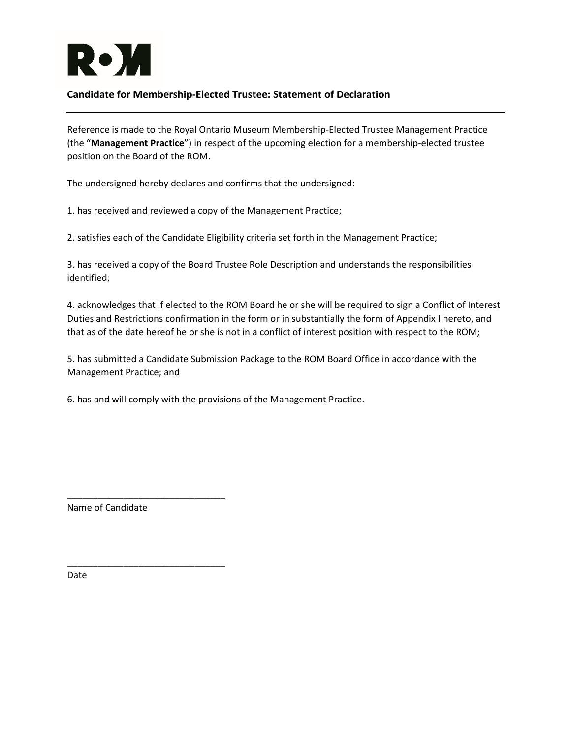## Candidate for Membership-Elected Trustee: Statement of Declaration

Reference is made to the Royal Ontario Museum Membership-Elected Trustee Management Practice (the "**Management Practice**") in respect of the upcoming election for a membership-elected trustee position on the Board of the ROM.

The undersigned hereby declares and confirms that the undersigned:

1. has received and reviewed a copy of the Management Practice;

2. satisfies each of the Candidate Eligibility criteria set forth in the Management Practice;

3. has received a copy of the Board Trustee Role Description and understands the responsibilities identified;

4. acknowledges that if elected to the ROM Board he or she will be required to sign a Conflict of Interest Duties and Restrictions confirmation in the form or in substantially the form of Appendix I hereto, and that as of the date hereof he or she is not in a conflict of interest position with respect to the ROM;

5. has submitted a Candidate Submission Package to the ROM Board Office in accordance with the Management Practice; and

6. has and will comply with the provisions of the Management Practice.

_______________________________
Name of Candidate

_______________________________
Date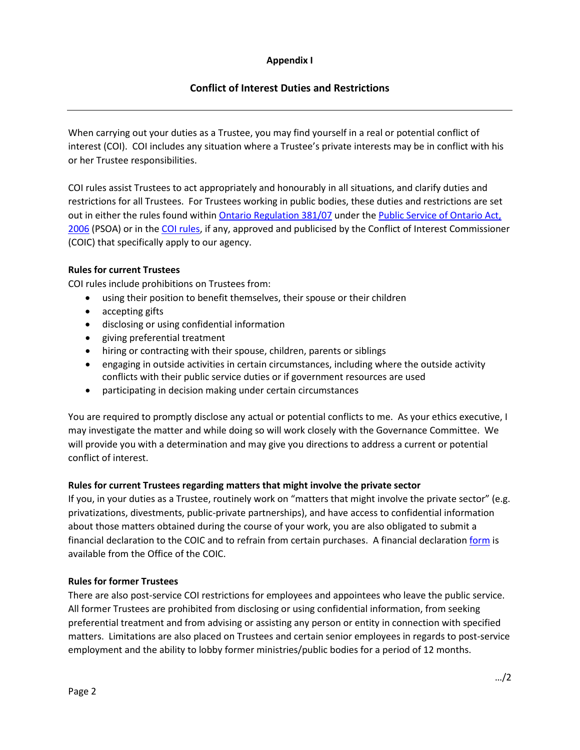**Appendix I**

**Conflict of Interest Duties and Restrictions**

---

When carrying out your duties as a Trustee, you may find yourself in a real or potential conflict of interest (COI). COI includes any situation where a Trustee's private interests may be in conflict with his or her Trustee responsibilities.

COI rules assist Trustees to act appropriately and honourably in all situations, and clarify duties and restrictions for all Trustees. For Trustees working in public bodies, these duties and restrictions are set out in either the rules found within Ontario Regulation 381/07 under the Public Service of Ontario Act, 2006 (PSOA) or in the COI rules, if any, approved and publicised by the Conflict of Interest Commissioner (COIC) that specifically apply to our agency.

**Rules for current Trustees**

COI rules include prohibitions on Trustees from:

- using their position to benefit themselves, their spouse or their children
- accepting gifts
- disclosing or using confidential information
- giving preferential treatment
- hiring or contracting with their spouse, children, parents or siblings
- engaging in outside activities in certain circumstances, including where the outside activity conflicts with their public service duties or if government resources are used
- participating in decision making under certain circumstances

You are required to promptly disclose any actual or potential conflicts to me. As your ethics executive, I may investigate the matter and while doing so will work closely with the Governance Committee. We will provide you with a determination and may give you directions to address a current or potential conflict of interest.

**Rules for current Trustees regarding matters that might involve the private sector**

If you, in your duties as a Trustee, routinely work on "matters that might involve the private sector" (e.g. privatizations, divestments, public-private partnerships), and have access to confidential information about those matters obtained during the course of your work, you are also obligated to submit a financial declaration to the COIC and to refrain from certain purchases. A financial declaration form is available from the Office of the COIC.

**Rules for former Trustees**

There are also post-service COI restrictions for employees and appointees who leave the public service. All former Trustees are prohibited from disclosing or using confidential information, from seeking preferential treatment and from advising or assisting any person or entity in connection with specified matters. Limitations are also placed on Trustees and certain senior employees in regards to post-service employment and the ability to lobby former ministries/public bodies for a period of 12 months.

…/2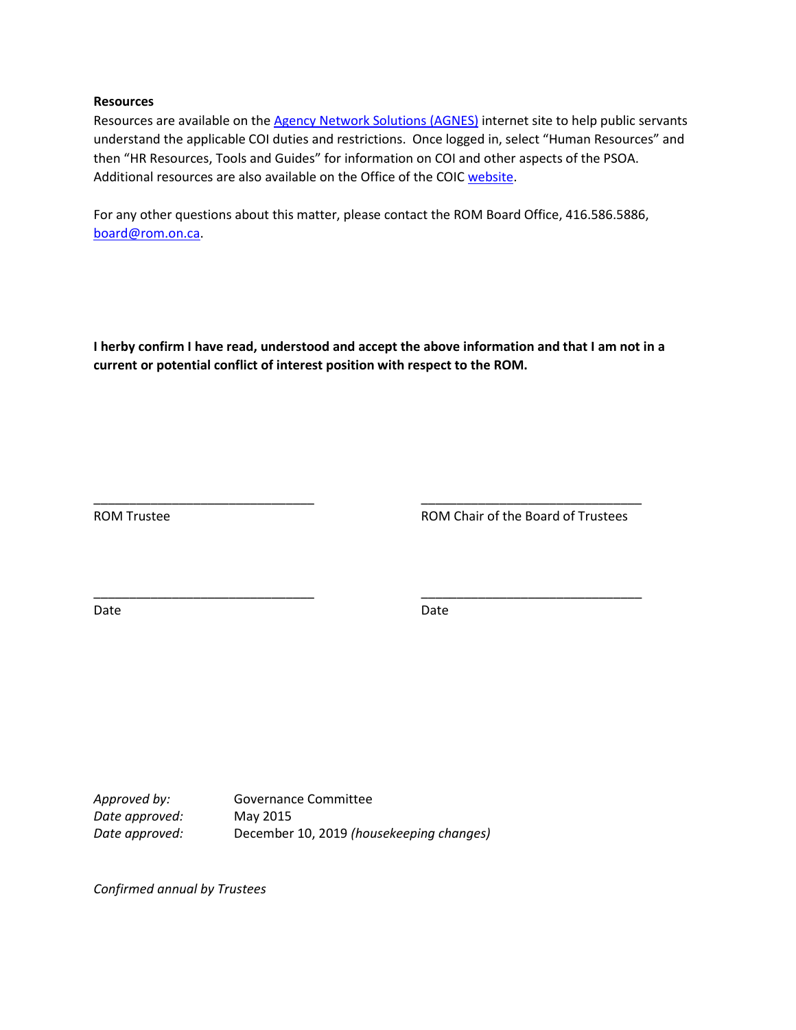**Resources**

Resources are available on the [Agency Network Solutions (AGNES)]() internet site to help public servants understand the applicable COI duties and restrictions. Once logged in, select "Human Resources" and then "HR Resources, Tools and Guides" for information on COI and other aspects of the PSOA. Additional resources are also available on the Office of the COIC [website]().

For any other questions about this matter, please contact the ROM Board Office, 416.586.5886, [board@rom.on.ca]().

**I herby confirm I have read, understood and accept the above information and that I am not in a current or potential conflict of interest position with respect to the ROM.**

| | |
|---|---|
| ______________________________ | ______________________________ |
| ROM Trustee | ROM Chair of the Board of Trustees |
| ______________________________ | ______________________________ |
| Date | Date |

| | |
|---|---|
| *Approved by:* | Governance Committee |
| *Date approved:* | May 2015 |
| *Date approved:* | December 10, 2019 *(housekeeping changes)* |

*Confirmed annual by Trustees*